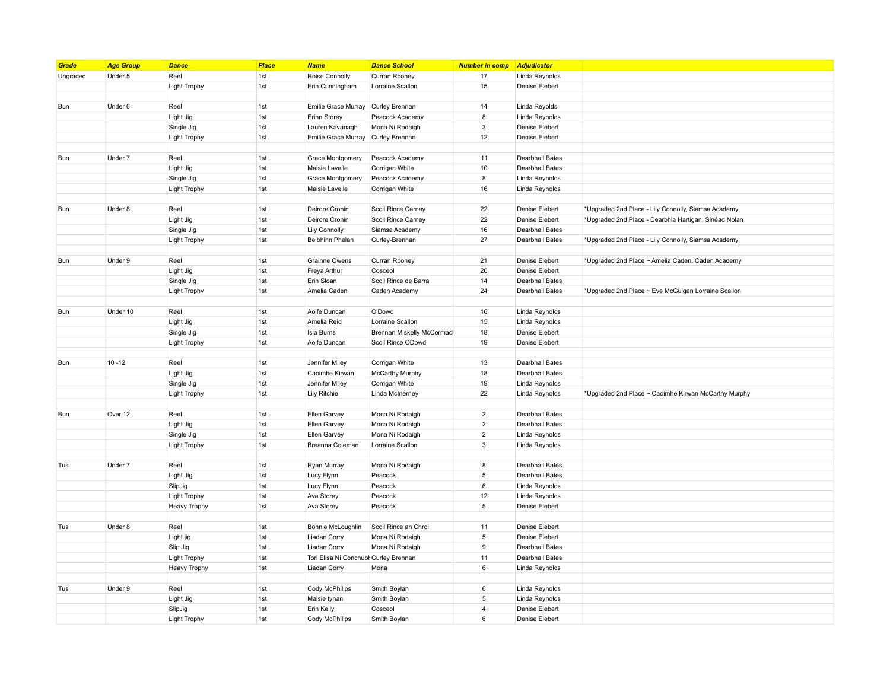| Grade | Age Group | Dance | Place | Name | Dance School | Number in comp | Adjudicator | |
|---|---|---|---|---|---|---|---|---|
| Ungraded | Under 5 | Reel | 1st | Roise Connolly | Curran Rooney | 17 | Linda Reynolds | |
| | | Light Trophy | 1st | Erin Cunningham | Lorraine Scallon | 15 | Denise Elebert | |
| | | | | | | | | |
| Bun | Under 6 | Reel | 1st | Emilie Grace Murray | Curley Brennan | 14 | Linda Reyolds | |
| | | Light Jig | 1st | Erinn Storey | Peacock Academy | 8 | Linda Reynolds | |
| | | Single Jig | 1st | Lauren Kavanagh | Mona Ni Rodaigh | 3 | Denise Elebert | |
| | | Light Trophy | 1st | Emilie Grace Murray | Curley Brennan | 12 | Denise Elebert | |
| | | | | | | | | |
| Bun | Under 7 | Reel | 1st | Grace Montgomery | Peacock Academy | 11 | Dearbhail Bates | |
| | | Light Jig | 1st | Maisie Lavelle | Corrigan White | 10 | Dearbhail Bates | |
| | | Single Jig | 1st | Grace Montgomery | Peacock Academy | 8 | Linda Reynolds | |
| | | Light Trophy | 1st | Maisie Lavelle | Corrigan White | 16 | Linda Reynolds | |
| | | | | | | | | |
| Bun | Under 8 | Reel | 1st | Deirdre Cronin | Scoil Rince Carney | 22 | Denise Elebert | *Upgraded 2nd Place - Lily Connolly, Siamsa Academy |
| | | Light Jig | 1st | Deirdre Cronin | Scoil Rince Carney | 22 | Denise Elebert | *Upgraded 2nd Place - Dearbhla Hartigan, Sinéad Nolan |
| | | Single Jig | 1st | Lily Connolly | Siamsa Academy | 16 | Dearbhail Bates | |
| | | Light Trophy | 1st | Beibhinn Phelan | Curley-Brennan | 27 | Dearbhail Bates | *Upgraded 2nd Place - Lily Connolly, Siamsa Academy |
| | | | | | | | | |
| Bun | Under 9 | Reel | 1st | Grainne Owens | Curran Rooney | 21 | Denise Elebert | *Upgraded 2nd Place ~ Amelia Caden, Caden Academy |
| | | Light Jig | 1st | Freya Arthur | Cosceol | 20 | Denise Elebert | |
| | | Single Jig | 1st | Erin Sloan | Scoil Rince de Barra | 14 | Dearbhail Bates | |
| | | Light Trophy | 1st | Amelia Caden | Caden Academy | 24 | Dearbhail Bates | *Upgraded 2nd Place ~ Eve McGuigan Lorraine Scallon |
| | | | | | | | | |
| Bun | Under 10 | Reel | 1st | Aoife Duncan | O'Dowd | 16 | Linda Reynolds | |
| | | Light Jig | 1st | Amelia Reid | Lorraine Scallon | 15 | Linda Reynolds | |
| | | Single Jig | 1st | Isla Burns | Brennan Miskelly McCormacl | 18 | Denise Elebert | |
| | | Light Trophy | 1st | Aoife Duncan | Scoil Rince ODowd | 19 | Denise Elebert | |
| | | | | | | | | |
| Bun | 10 -12 | Reel | 1st | Jennifer Miley | Corrigan White | 13 | Dearbhail Bates | |
| | | Light Jig | 1st | Caoimhe Kirwan | McCarthy Murphy | 18 | Dearbhail Bates | |
| | | Single Jig | 1st | Jennifer Miley | Corrigan White | 19 | Linda Reynolds | |
| | | Light Trophy | 1st | Lily Ritchie | Linda McInerney | 22 | Linda Reynolds | *Upgraded 2nd Place ~ Caoimhe Kirwan McCarthy Murphy |
| | | | | | | | | |
| Bun | Over 12 | Reel | 1st | Ellen Garvey | Mona Ni Rodaigh | 2 | Dearbhail Bates | |
| | | Light Jig | 1st | Ellen Garvey | Mona Ni Rodaigh | 2 | Dearbhail Bates | |
| | | Single Jig | 1st | Ellen Garvey | Mona Ni Rodaigh | 2 | Linda Reynolds | |
| | | Light Trophy | 1st | Breanna Coleman | Lorraine Scallon | 3 | Linda Reynolds | |
| | | | | | | | | |
| Tus | Under 7 | Reel | 1st | Ryan Murray | Mona Ni Rodaigh | 8 | Dearbhail Bates | |
| | | Light Jig | 1st | Lucy Flynn | Peacock | 5 | Dearbhail Bates | |
| | | SlipJig | 1st | Lucy Flynn | Peacock | 6 | Linda Reynolds | |
| | | Light Trophy | 1st | Ava Storey | Peacock | 12 | Linda Reynolds | |
| | | Heavy Trophy | 1st | Ava Storey | Peacock | 5 | Denise Elebert | |
| | | | | | | | | |
| Tus | Under 8 | Reel | 1st | Bonnie McLoughlin | Scoil Rince an Chroi | 11 | Denise Elebert | |
| | | Light jig | 1st | Liadan Corry | Mona Ni Rodaigh | 5 | Denise Elebert | |
| | | Slip Jig | 1st | Liadan Corry | Mona Ni Rodaigh | 9 | Dearbhail Bates | |
| | | Light Trophy | 1st | Tori Elisa Ni Conchubl | Curley Brennan | 11 | Dearbhail Bates | |
| | | Heavy Trophy | 1st | Liadan Corry | Mona | 6 | Linda Reynolds | |
| | | | | | | | | |
| Tus | Under 9 | Reel | 1st | Cody McPhilips | Smith Boylan | 6 | Linda Reynolds | |
| | | Light Jig | 1st | Maisie tynan | Smith Boylan | 5 | Linda Reynolds | |
| | | SlipJig | 1st | Erin Kelly | Cosceol | 4 | Denise Elebert | |
| | | Light Trophy | 1st | Cody McPhilips | Smith Boylan | 6 | Denise Elebert | |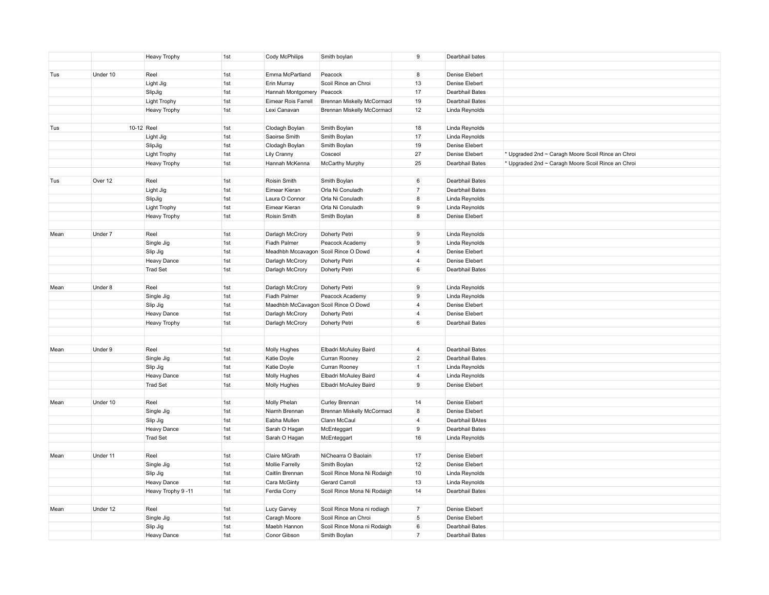| | | | | | | | | |
|---|---|---|---|---|---|---|---|---|
| | | Heavy Trophy | 1st | Cody McPhilips | Smith boylan | 9 | Dearbhail bates | |
| | | | | | | | | |
| Tus | Under 10 | Reel | 1st | Emma McPartland | Peacock | 8 | Denise Elebert | |
| | | Light Jig | 1st | Erin Murray | Scoil Rince an Chroi | 13 | Denise Elebert | |
| | | SlipJig | 1st | Hannah Montgomery | Peacock | 17 | Dearbhail Bates | |
| | | Light Trophy | 1st | Eimear Rois Farrell | Brennan Miskelly McCormacl | 19 | Dearbhail Bates | |
| | | Heavy Trophy | 1st | Lexi Canavan | Brennan Miskelly McCormacl | 12 | Linda Reynolds | |
| | | | | | | | | |
| Tus | 10-12 | Reel | 1st | Clodagh Boylan | Smith Boylan | 18 | Linda Reynolds | |
| | | Light Jig | 1st | Saoirse Smith | Smith Boylan | 17 | Linda Reynolds | |
| | | SlipJig | 1st | Clodagh Boylan | Smith Boylan | 19 | Denise Elebert | |
| | | Light Trophy | 1st | Lily Cranny | Cosceol | 27 | Denise Elebert | * Upgraded 2nd ~ Caragh Moore Scoil Rince an Chroi |
| | | Heavy Trophy | 1st | Hannah McKenna | McCarthy Murphy | 25 | Dearbhail Bates | * Upgraded 2nd ~ Caragh Moore Scoil Rince an Chroi |
| | | | | | | | | |
| Tus | Over 12 | Reel | 1st | Roisin Smith | Smith Boylan | 6 | Dearbhail Bates | |
| | | Light Jig | 1st | Eimear Kieran | Orla Ni Conuladh | 7 | Dearbhail Bates | |
| | | SlipJig | 1st | Laura O Connor | Orla Ni Conuladh | 8 | Linda Reynolds | |
| | | Light Trophy | 1st | Eimear Kieran | Orla Ni Conuladh | 9 | Linda Reynolds | |
| | | Heavy Trophy | 1st | Roisin Smith | Smith Boylan | 8 | Denise Elebert | |
| | | | | | | | | |
| Mean | Under 7 | Reel | 1st | Darlagh McCrory | Doherty Petri | 9 | Linda Reynolds | |
| | | Single Jig | 1st | Fiadh Palmer | Peacock Academy | 9 | Linda Reynolds | |
| | | Slip Jig | 1st | Meadhbh Mccavagon | Scoil Rince O Dowd | 4 | Denise Elebert | |
| | | Heavy Dance | 1st | Darlagh McCrory | Doherty Petri | 4 | Denise Elebert | |
| | | Trad Set | 1st | Darlagh McCrory | Doherty Petri | 6 | Dearbhail Bates | |
| | | | | | | | | |
| Mean | Under 8 | Reel | 1st | Darlagh McCrory | Doherty Petri | 9 | Linda Reynolds | |
| | | Single Jig | 1st | Fiadh Palmer | Peacock Academy | 9 | Linda Reynolds | |
| | | Slip Jig | 1st | Maedhbh McCavagon | Scoil Rince O Dowd | 4 | Denise Elebert | |
| | | Heavy Dance | 1st | Darlagh McCrory | Doherty Petri | 4 | Denise Elebert | |
| | | Heavy Trophy | 1st | Darlagh McCrory | Doherty Petri | 6 | Dearbhail Bates | |
| | | | | | | | | |
| | | | | | | | | |
| Mean | Under 9 | Reel | 1st | Molly Hughes | Elbadri McAuley Baird | 4 | Dearbhail Bates | |
| | | Single Jig | 1st | Katie Doyle | Curran Rooney | 2 | Dearbhail Bates | |
| | | Slip Jig | 1st | Katie Doyle | Curran Rooney | 1 | Linda Reynolds | |
| | | Heavy Dance | 1st | Molly Hughes | Elbadri McAuley Baird | 4 | Linda Reynolds | |
| | | Trad Set | 1st | Molly Hughes | Elbadri McAuley Baird | 9 | Denise Elebert | |
| | | | | | | | | |
| Mean | Under 10 | Reel | 1st | Molly Phelan | Curley Brennan | 14 | Denise Elebert | |
| | | Single Jig | 1st | Niamh Brennan | Brennan Miskelly McCormacl | 8 | Denise Elebert | |
| | | Slip Jig | 1st | Eabha Mullen | Clann McCaul | 4 | Dearbhail BAtes | |
| | | Heavy Dance | 1st | Sarah O Hagan | McEnteggart | 9 | Dearbhail Bates | |
| | | Trad Set | 1st | Sarah O Hagan | McEnteggart | 16 | Linda Reynolds | |
| | | | | | | | | |
| Mean | Under 11 | Reel | 1st | Claire MGrath | NiChearra O Baolain | 17 | Denise Elebert | |
| | | Single Jig | 1st | Mollie Farrelly | Smith Boylan | 12 | Denise Elebert | |
| | | Slip Jig | 1st | Caitlin Brennan | Scoil Rince Mona Ni Rodaigh | 10 | Linda Reynolds | |
| | | Heavy Dance | 1st | Cara McGinty | Gerard Carroll | 13 | Linda Reynolds | |
| | | Heavy Trophy 9 -11 | 1st | Ferdia Corry | Scoil Rince Mona Ni Rodaigh | 14 | Dearbhail Bates | |
| | | | | | | | | |
| Mean | Under 12 | Reel | 1st | Lucy Garvey | Scoil Rince Mona ni rodiagh | 7 | Denise Elebert | |
| | | Single Jig | 1st | Caragh Moore | Scoil Rince an Chroi | 5 | Denise Elebert | |
| | | Slip Jig | 1st | Maebh Hannon | Scoil Rince Mona ni Rodaigh | 6 | Dearbhail Bates | |
| | | Heavy Dance | 1st | Conor Gibson | Smith Boylan | 7 | Dearbhail Bates | |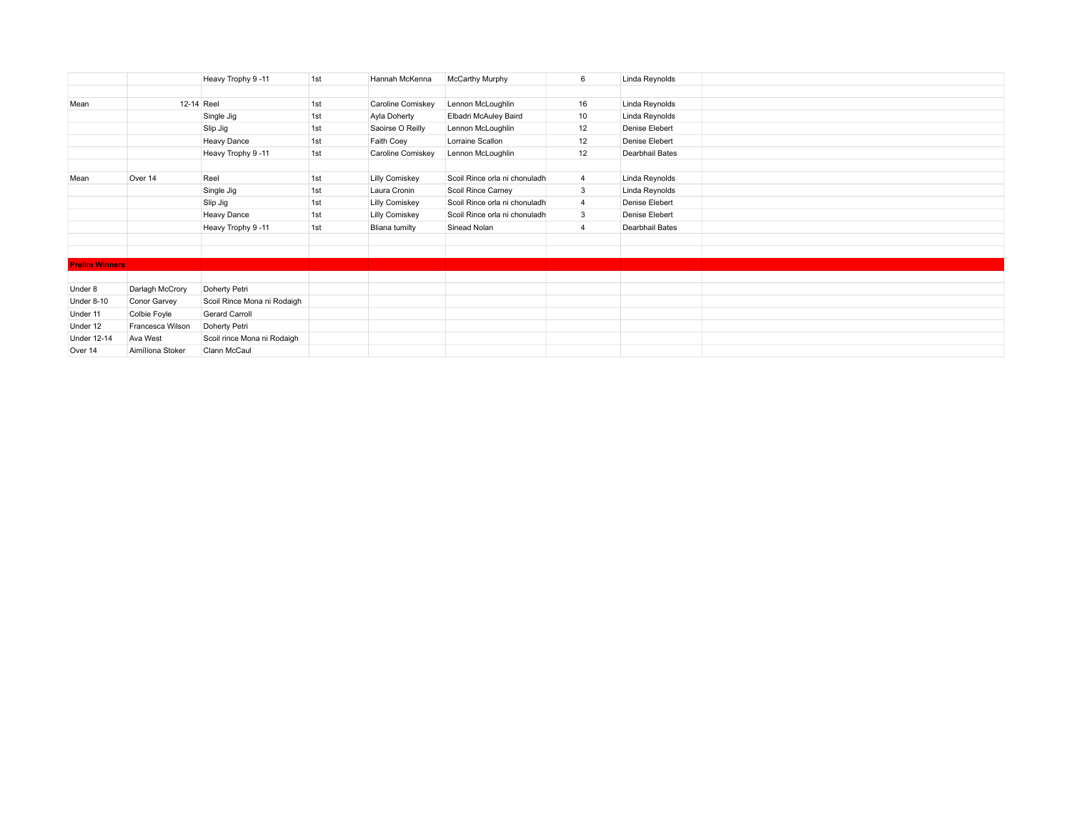| | | | | | | | | |
|---|---|---|---|---|---|---|---|---|
| | | Heavy Trophy 9 -11 | 1st | Hannah McKenna | McCarthy Murphy | 6 | Linda Reynolds | |
| | | | | | | | | |
| Mean | 12-14 | Reel | 1st | Caroline Comiskey | Lennon McLoughlin | 16 | Linda Reynolds | |
| | | Single Jig | 1st | Ayla Doherty | Elbadri McAuley Baird | 10 | Linda Reynolds | |
| | | Slip Jig | 1st | Saoirse O Reilly | Lennon McLoughlin | 12 | Denise Elebert | |
| | | Heavy Dance | 1st | Faith Coey | Lorraine Scallon | 12 | Denise Elebert | |
| | | Heavy Trophy 9 -11 | 1st | Caroline Comiskey | Lennon McLoughlin | 12 | Dearbhail Bates | |
| | | | | | | | | |
| Mean | Over 14 | Reel | 1st | Lilly Comiskey | Scoil Rince orla ni chonuladh | 4 | Linda Reynolds | |
| | | Single Jig | 1st | Laura Cronin | Scoil Rince Carney | 3 | Linda Reynolds | |
| | | Slip Jig | 1st | Lilly Comiskey | Scoil Rince orla ni chonuladh | 4 | Denise Elebert | |
| | | Heavy Dance | 1st | Lilly Comiskey | Scoil Rince orla ni chonuladh | 3 | Denise Elebert | |
| | | Heavy Trophy 9 -11 | 1st | Bliana tumilty | Sinead Nolan | 4 | Dearbhail Bates | |
| | | | | | | | | |
| | | | | | | | | |
| **Prelim Winners** | | | | | | | | |
| | | | | | | | | |
| Under 8 | Darlagh McCrory | Doherty Petri | | | | | | |
| Under 8-10 | Conor Garvey | Scoil Rince Mona ni Rodaigh | | | | | | |
| Under 11 | Colbie Foyle | Gerard Carroll | | | | | | |
| Under 12 | Francesca Wilson | Doherty Petri | | | | | | |
| Under 12-14 | Ava West | Scoil rince Mona ni Rodaigh | | | | | | |
| Over 14 | Aimilíona Stoker | Clann McCaul | | | | | | |